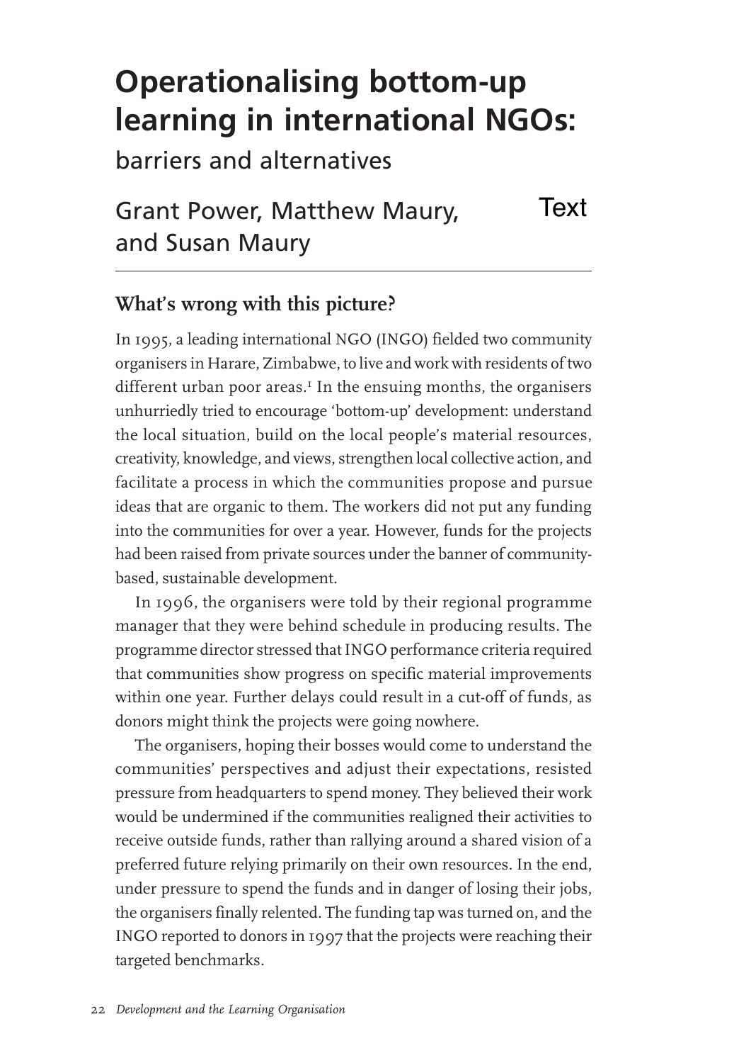# Operationalising bottom-up learning in international NGOs:

barriers and alternatives

Grant Power, Matthew Maury, and Susan Maury

Text

## What's wrong with this picture?

In 1995, a leading international NGO (INGO) fielded two community organisers in Harare, Zimbabwe, to live and work with residents of two different urban poor areas.[1] In the ensuing months, the organisers unhurriedly tried to encourage 'bottom-up' development: understand the local situation, build on the local people's material resources, creativity, knowledge, and views, strengthen local collective action, and facilitate a process in which the communities propose and pursue ideas that are organic to them. The workers did not put any funding into the communities for over a year. However, funds for the projects had been raised from private sources under the banner of community-based, sustainable development.

In 1996, the organisers were told by their regional programme manager that they were behind schedule in producing results. The programme director stressed that INGO performance criteria required that communities show progress on specific material improvements within one year. Further delays could result in a cut-off of funds, as donors might think the projects were going nowhere.

The organisers, hoping their bosses would come to understand the communities' perspectives and adjust their expectations, resisted pressure from headquarters to spend money. They believed their work would be undermined if the communities realigned their activities to receive outside funds, rather than rallying around a shared vision of a preferred future relying primarily on their own resources. In the end, under pressure to spend the funds and in danger of losing their jobs, the organisers finally relented. The funding tap was turned on, and the INGO reported to donors in 1997 that the projects were reaching their targeted benchmarks.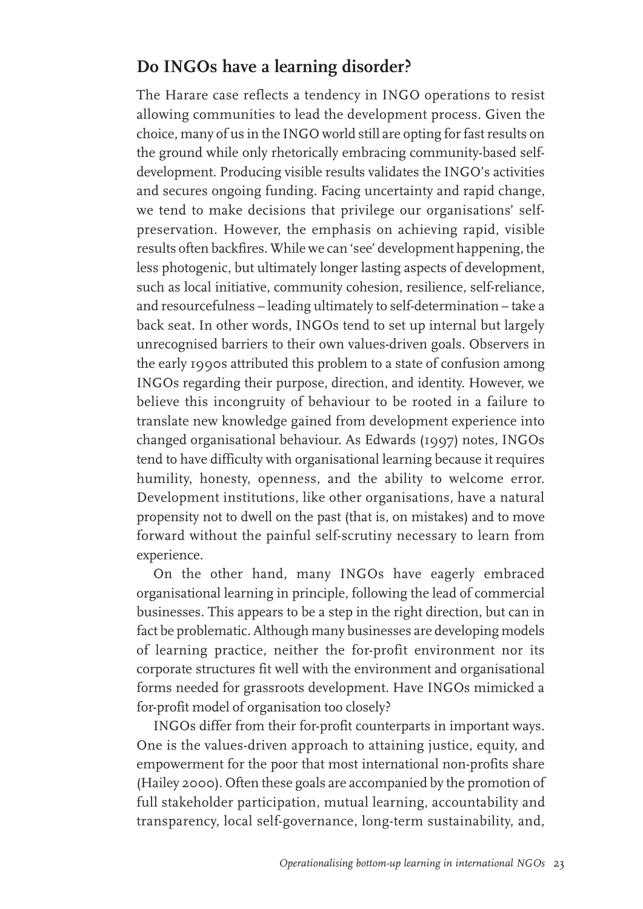## Do INGOs have a learning disorder?

The Harare case reflects a tendency in INGO operations to resist allowing communities to lead the development process. Given the choice, many of us in the INGO world still are opting for fast results on the ground while only rhetorically embracing community-based self-development. Producing visible results validates the INGO's activities and secures ongoing funding. Facing uncertainty and rapid change, we tend to make decisions that privilege our organisations' self-preservation. However, the emphasis on achieving rapid, visible results often backfires. While we can 'see' development happening, the less photogenic, but ultimately longer lasting aspects of development, such as local initiative, community cohesion, resilience, self-reliance, and resourcefulness – leading ultimately to self-determination – take a back seat. In other words, INGOs tend to set up internal but largely unrecognised barriers to their own values-driven goals. Observers in the early 1990s attributed this problem to a state of confusion among INGOs regarding their purpose, direction, and identity. However, we believe this incongruity of behaviour to be rooted in a failure to translate new knowledge gained from development experience into changed organisational behaviour. As Edwards (1997) notes, INGOs tend to have difficulty with organisational learning because it requires humility, honesty, openness, and the ability to welcome error. Development institutions, like other organisations, have a natural propensity not to dwell on the past (that is, on mistakes) and to move forward without the painful self-scrutiny necessary to learn from experience.

On the other hand, many INGOs have eagerly embraced organisational learning in principle, following the lead of commercial businesses. This appears to be a step in the right direction, but can in fact be problematic. Although many businesses are developing models of learning practice, neither the for-profit environment nor its corporate structures fit well with the environment and organisational forms needed for grassroots development. Have INGOs mimicked a for-profit model of organisation too closely?

INGOs differ from their for-profit counterparts in important ways. One is the values-driven approach to attaining justice, equity, and empowerment for the poor that most international non-profits share (Hailey 2000). Often these goals are accompanied by the promotion of full stakeholder participation, mutual learning, accountability and transparency, local self-governance, long-term sustainability, and,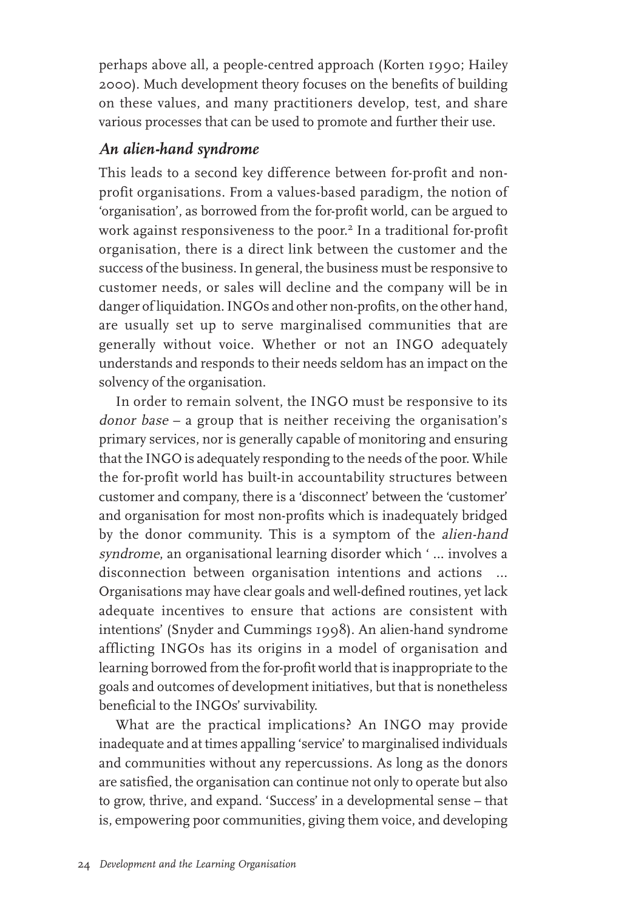perhaps above all, a people-centred approach (Korten 1990; Hailey 2000). Much development theory focuses on the benefits of building on these values, and many practitioners develop, test, and share various processes that can be used to promote and further their use.

### *An alien-hand syndrome*

This leads to a second key difference between for-profit and non-profit organisations. From a values-based paradigm, the notion of 'organisation', as borrowed from the for-profit world, can be argued to work against responsiveness to the poor.[2] In a traditional for-profit organisation, there is a direct link between the customer and the success of the business. In general, the business must be responsive to customer needs, or sales will decline and the company will be in danger of liquidation. INGOs and other non-profits, on the other hand, are usually set up to serve marginalised communities that are generally without voice. Whether or not an INGO adequately understands and responds to their needs seldom has an impact on the solvency of the organisation.

In order to remain solvent, the INGO must be responsive to its *donor base* – a group that is neither receiving the organisation's primary services, nor is generally capable of monitoring and ensuring that the INGO is adequately responding to the needs of the poor. While the for-profit world has built-in accountability structures between customer and company, there is a 'disconnect' between the 'customer' and organisation for most non-profits which is inadequately bridged by the donor community. This is a symptom of the *alien-hand syndrome*, an organisational learning disorder which ' … involves a disconnection between organisation intentions and actions … Organisations may have clear goals and well-defined routines, yet lack adequate incentives to ensure that actions are consistent with intentions' (Snyder and Cummings 1998). An alien-hand syndrome afflicting INGOs has its origins in a model of organisation and learning borrowed from the for-profit world that is inappropriate to the goals and outcomes of development initiatives, but that is nonetheless beneficial to the INGOs' survivability.

What are the practical implications? An INGO may provide inadequate and at times appalling 'service' to marginalised individuals and communities without any repercussions. As long as the donors are satisfied, the organisation can continue not only to operate but also to grow, thrive, and expand. 'Success' in a developmental sense – that is, empowering poor communities, giving them voice, and developing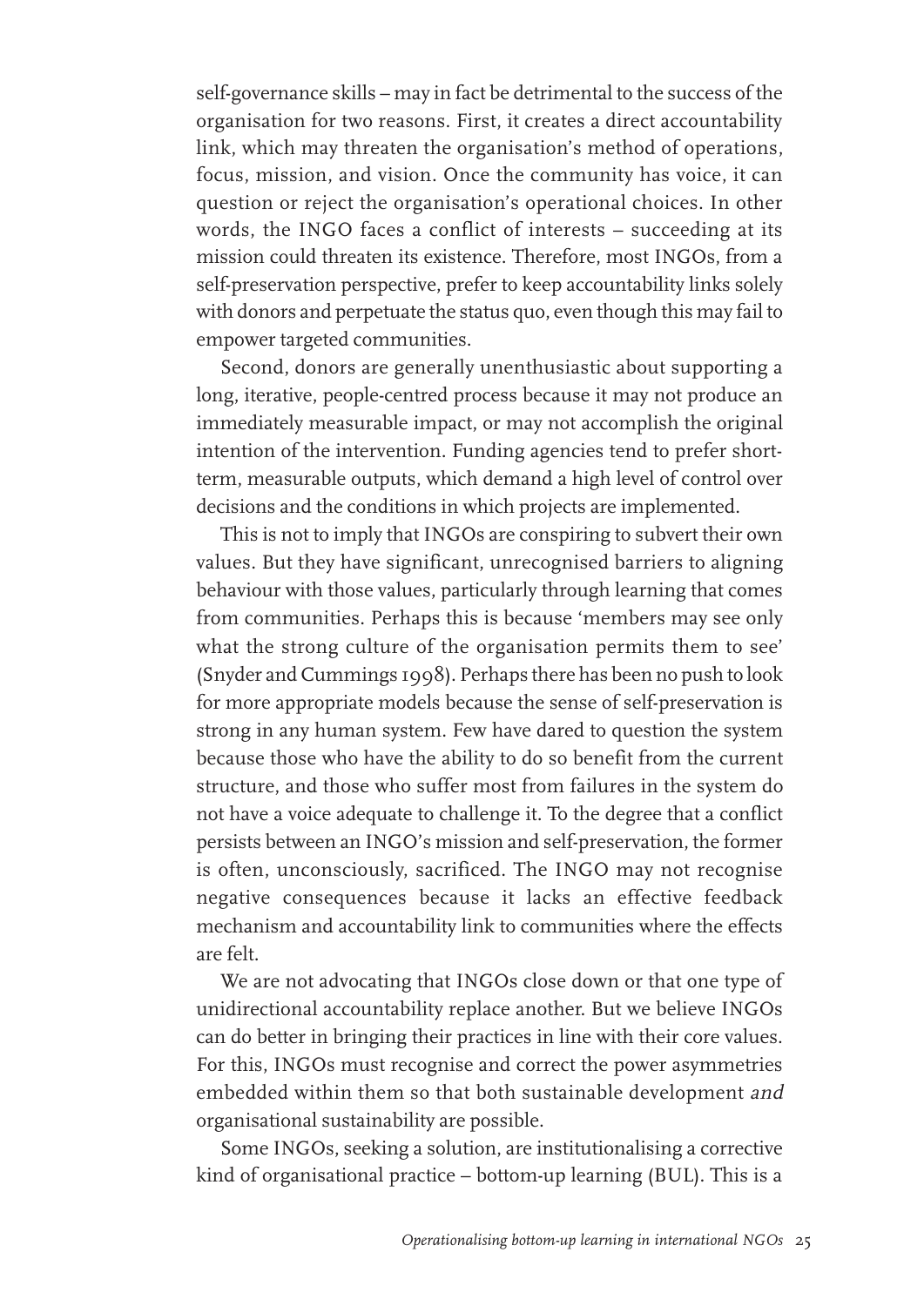self-governance skills – may in fact be detrimental to the success of the organisation for two reasons. First, it creates a direct accountability link, which may threaten the organisation's method of operations, focus, mission, and vision. Once the community has voice, it can question or reject the organisation's operational choices. In other words, the INGO faces a conflict of interests – succeeding at its mission could threaten its existence. Therefore, most INGOs, from a self-preservation perspective, prefer to keep accountability links solely with donors and perpetuate the status quo, even though this may fail to empower targeted communities.

Second, donors are generally unenthusiastic about supporting a long, iterative, people-centred process because it may not produce an immediately measurable impact, or may not accomplish the original intention of the intervention. Funding agencies tend to prefer short-term, measurable outputs, which demand a high level of control over decisions and the conditions in which projects are implemented.

This is not to imply that INGOs are conspiring to subvert their own values. But they have significant, unrecognised barriers to aligning behaviour with those values, particularly through learning that comes from communities. Perhaps this is because 'members may see only what the strong culture of the organisation permits them to see' (Snyder and Cummings 1998). Perhaps there has been no push to look for more appropriate models because the sense of self-preservation is strong in any human system. Few have dared to question the system because those who have the ability to do so benefit from the current structure, and those who suffer most from failures in the system do not have a voice adequate to challenge it. To the degree that a conflict persists between an INGO's mission and self-preservation, the former is often, unconsciously, sacrificed. The INGO may not recognise negative consequences because it lacks an effective feedback mechanism and accountability link to communities where the effects are felt.

We are not advocating that INGOs close down or that one type of unidirectional accountability replace another. But we believe INGOs can do better in bringing their practices in line with their core values. For this, INGOs must recognise and correct the power asymmetries embedded within them so that both sustainable development *and* organisational sustainability are possible.

Some INGOs, seeking a solution, are institutionalising a corrective kind of organisational practice – bottom-up learning (BUL). This is a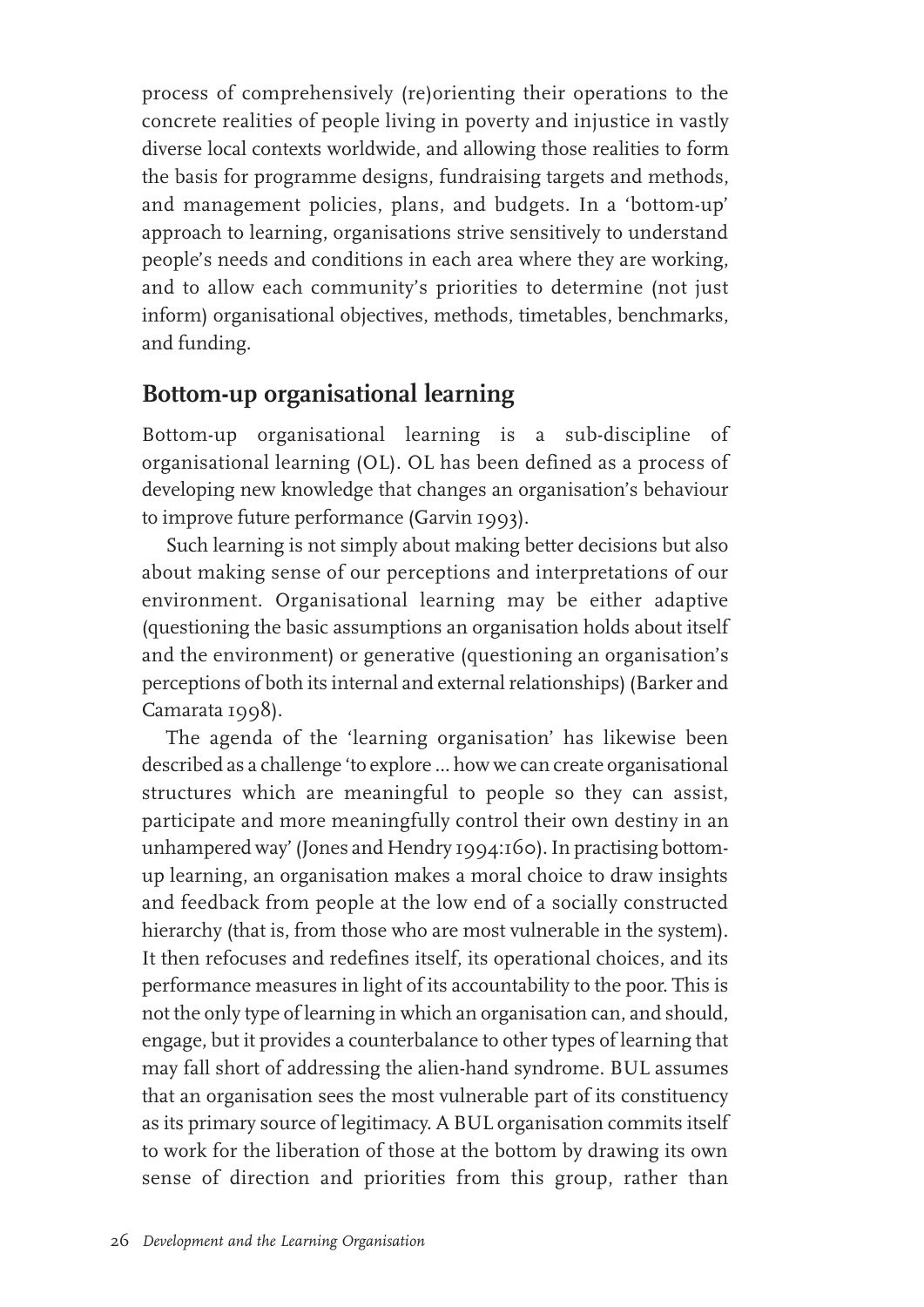process of comprehensively (re)orienting their operations to the concrete realities of people living in poverty and injustice in vastly diverse local contexts worldwide, and allowing those realities to form the basis for programme designs, fundraising targets and methods, and management policies, plans, and budgets. In a 'bottom-up' approach to learning, organisations strive sensitively to understand people's needs and conditions in each area where they are working, and to allow each community's priorities to determine (not just inform) organisational objectives, methods, timetables, benchmarks, and funding.

## Bottom-up organisational learning

Bottom-up organisational learning is a sub-discipline of organisational learning (OL). OL has been defined as a process of developing new knowledge that changes an organisation's behaviour to improve future performance (Garvin 1993).

Such learning is not simply about making better decisions but also about making sense of our perceptions and interpretations of our environment. Organisational learning may be either adaptive (questioning the basic assumptions an organisation holds about itself and the environment) or generative (questioning an organisation's perceptions of both its internal and external relationships) (Barker and Camarata 1998).

The agenda of the 'learning organisation' has likewise been described as a challenge 'to explore ... how we can create organisational structures which are meaningful to people so they can assist, participate and more meaningfully control their own destiny in an unhampered way' (Jones and Hendry 1994:160). In practising bottom-up learning, an organisation makes a moral choice to draw insights and feedback from people at the low end of a socially constructed hierarchy (that is, from those who are most vulnerable in the system). It then refocuses and redefines itself, its operational choices, and its performance measures in light of its accountability to the poor. This is not the only type of learning in which an organisation can, and should, engage, but it provides a counterbalance to other types of learning that may fall short of addressing the alien-hand syndrome. BUL assumes that an organisation sees the most vulnerable part of its constituency as its primary source of legitimacy. A BUL organisation commits itself to work for the liberation of those at the bottom by drawing its own sense of direction and priorities from this group, rather than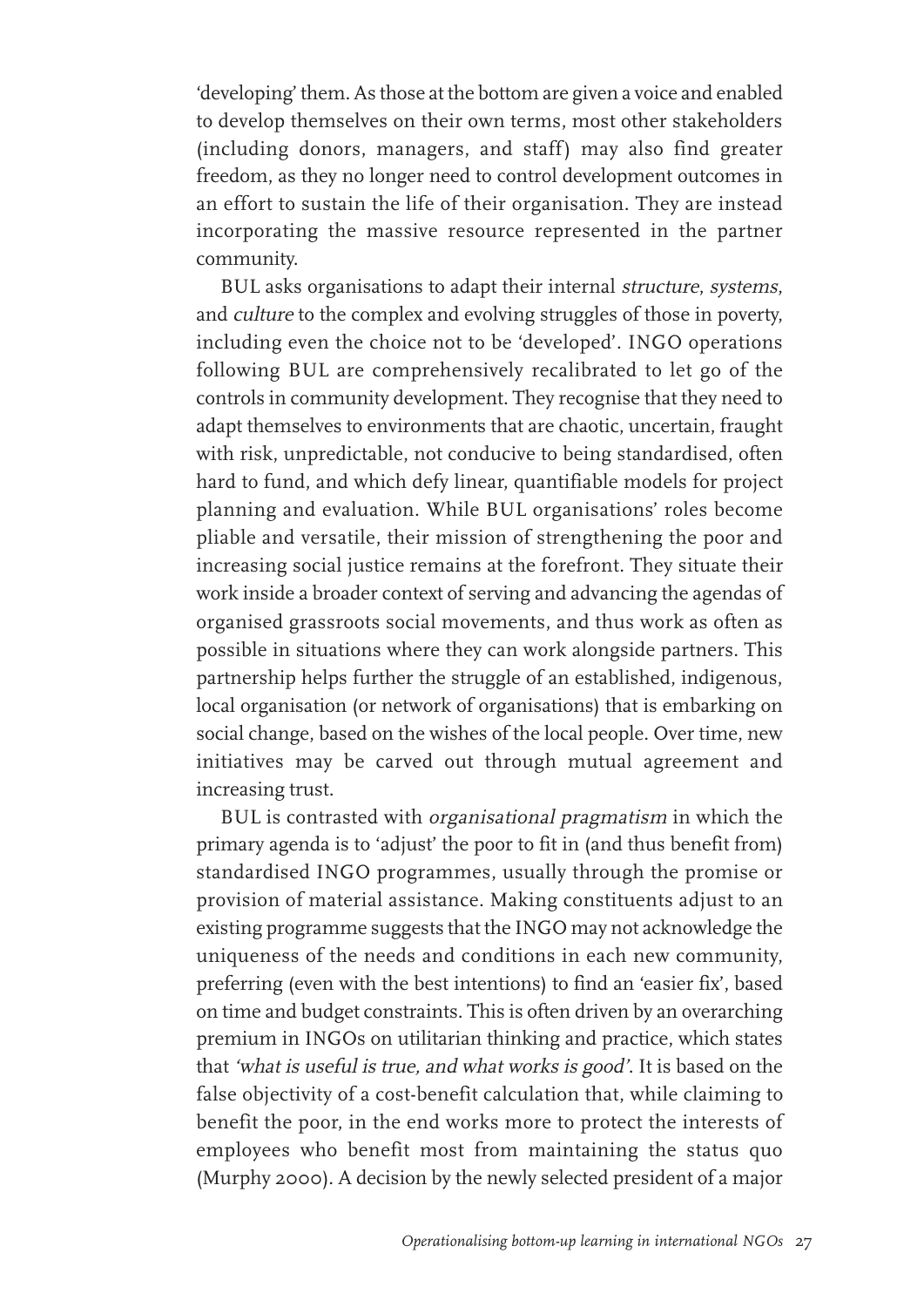'developing' them. As those at the bottom are given a voice and enabled to develop themselves on their own terms, most other stakeholders (including donors, managers, and staff) may also find greater freedom, as they no longer need to control development outcomes in an effort to sustain the life of their organisation. They are instead incorporating the massive resource represented in the partner community.

BUL asks organisations to adapt their internal *structure*, *systems*, and *culture* to the complex and evolving struggles of those in poverty, including even the choice not to be 'developed'. INGO operations following BUL are comprehensively recalibrated to let go of the controls in community development. They recognise that they need to adapt themselves to environments that are chaotic, uncertain, fraught with risk, unpredictable, not conducive to being standardised, often hard to fund, and which defy linear, quantifiable models for project planning and evaluation. While BUL organisations' roles become pliable and versatile, their mission of strengthening the poor and increasing social justice remains at the forefront. They situate their work inside a broader context of serving and advancing the agendas of organised grassroots social movements, and thus work as often as possible in situations where they can work alongside partners. This partnership helps further the struggle of an established, indigenous, local organisation (or network of organisations) that is embarking on social change, based on the wishes of the local people. Over time, new initiatives may be carved out through mutual agreement and increasing trust.

BUL is contrasted with *organisational pragmatism* in which the primary agenda is to 'adjust' the poor to fit in (and thus benefit from) standardised INGO programmes, usually through the promise or provision of material assistance. Making constituents adjust to an existing programme suggests that the INGO may not acknowledge the uniqueness of the needs and conditions in each new community, preferring (even with the best intentions) to find an 'easier fix', based on time and budget constraints. This is often driven by an overarching premium in INGOs on utilitarian thinking and practice, which states that *'what is useful is true, and what works is good'*. It is based on the false objectivity of a cost-benefit calculation that, while claiming to benefit the poor, in the end works more to protect the interests of employees who benefit most from maintaining the status quo (Murphy 2000). A decision by the newly selected president of a major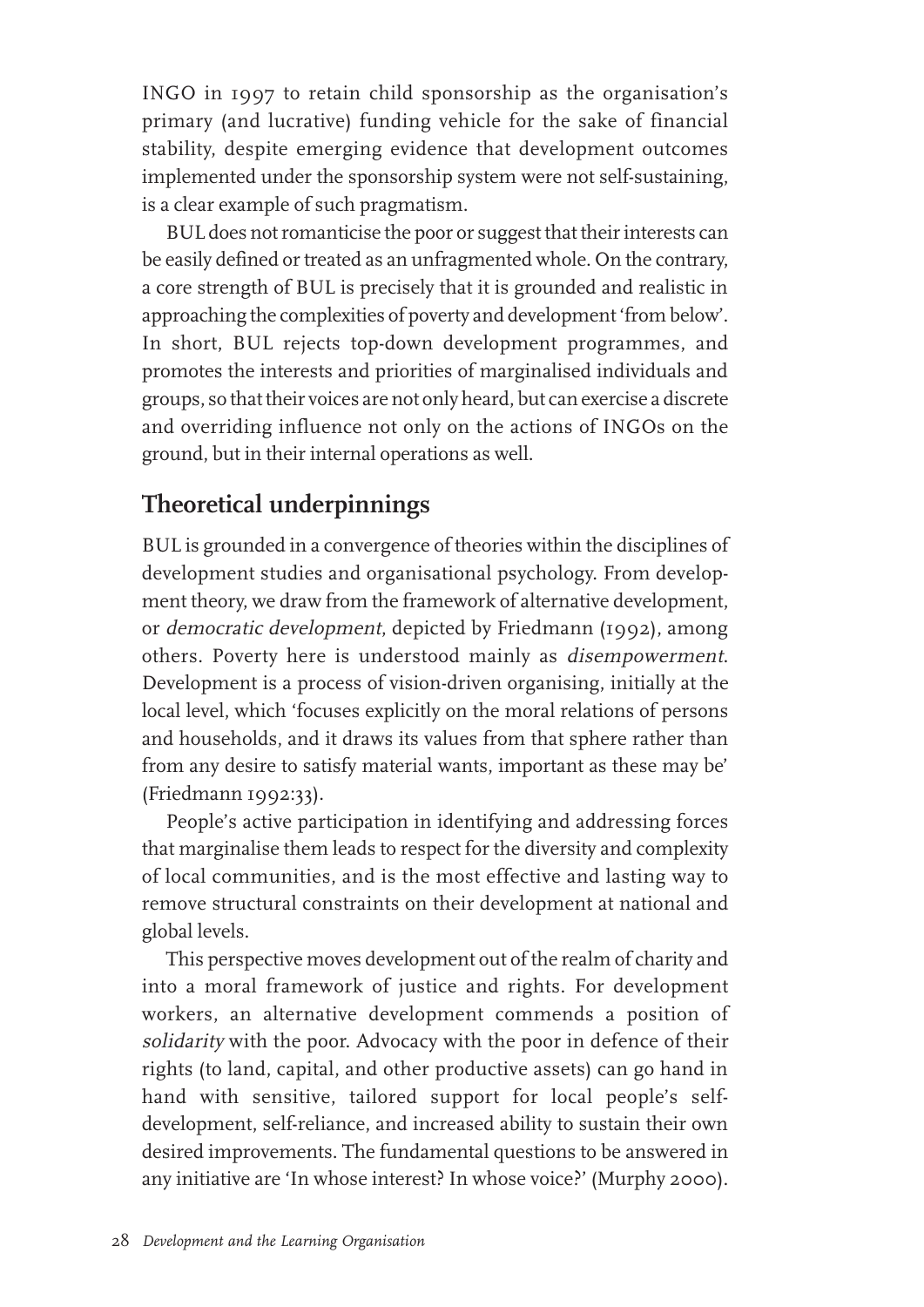INGO in 1997 to retain child sponsorship as the organisation's primary (and lucrative) funding vehicle for the sake of financial stability, despite emerging evidence that development outcomes implemented under the sponsorship system were not self-sustaining, is a clear example of such pragmatism.

BUL does not romanticise the poor or suggest that their interests can be easily defined or treated as an unfragmented whole. On the contrary, a core strength of BUL is precisely that it is grounded and realistic in approaching the complexities of poverty and development 'from below'. In short, BUL rejects top-down development programmes, and promotes the interests and priorities of marginalised individuals and groups, so that their voices are not only heard, but can exercise a discrete and overriding influence not only on the actions of INGOs on the ground, but in their internal operations as well.

## Theoretical underpinnings

BUL is grounded in a convergence of theories within the disciplines of development studies and organisational psychology. From development theory, we draw from the framework of alternative development, or *democratic development*, depicted by Friedmann (1992), among others. Poverty here is understood mainly as *disempowerment*. Development is a process of vision-driven organising, initially at the local level, which 'focuses explicitly on the moral relations of persons and households, and it draws its values from that sphere rather than from any desire to satisfy material wants, important as these may be' (Friedmann 1992:33).

People's active participation in identifying and addressing forces that marginalise them leads to respect for the diversity and complexity of local communities, and is the most effective and lasting way to remove structural constraints on their development at national and global levels.

This perspective moves development out of the realm of charity and into a moral framework of justice and rights. For development workers, an alternative development commends a position of *solidarity* with the poor. Advocacy with the poor in defence of their rights (to land, capital, and other productive assets) can go hand in hand with sensitive, tailored support for local people's self-development, self-reliance, and increased ability to sustain their own desired improvements. The fundamental questions to be answered in any initiative are 'In whose interest? In whose voice?' (Murphy 2000).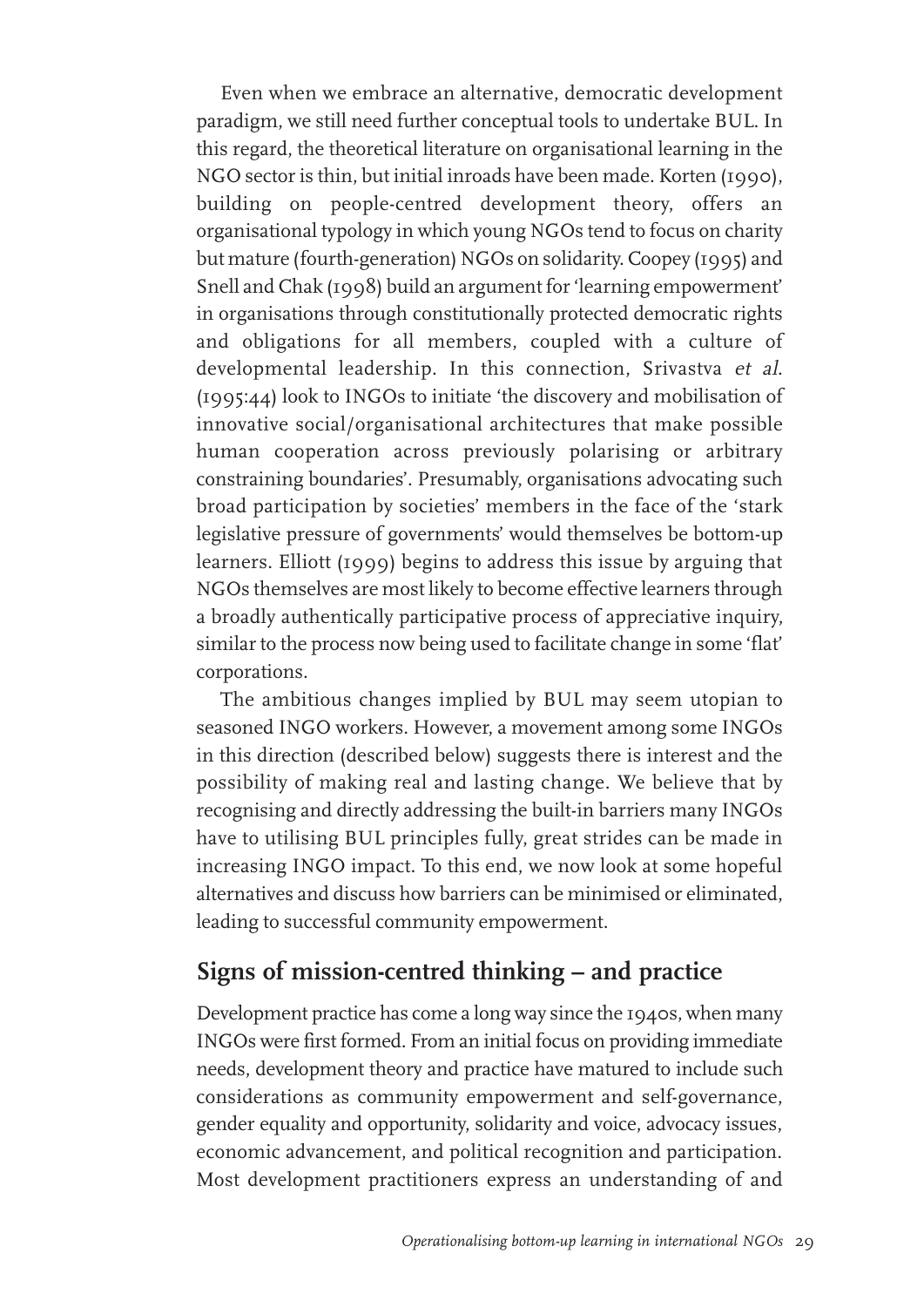Even when we embrace an alternative, democratic development paradigm, we still need further conceptual tools to undertake BUL. In this regard, the theoretical literature on organisational learning in the NGO sector is thin, but initial inroads have been made. Korten (1990), building on people-centred development theory, offers an organisational typology in which young NGOs tend to focus on charity but mature (fourth-generation) NGOs on solidarity. Coopey (1995) and Snell and Chak (1998) build an argument for 'learning empowerment' in organisations through constitutionally protected democratic rights and obligations for all members, coupled with a culture of developmental leadership. In this connection, Srivastva *et al.* (1995:44) look to INGOs to initiate 'the discovery and mobilisation of innovative social/organisational architectures that make possible human cooperation across previously polarising or arbitrary constraining boundaries'. Presumably, organisations advocating such broad participation by societies' members in the face of the 'stark legislative pressure of governments' would themselves be bottom-up learners. Elliott (1999) begins to address this issue by arguing that NGOs themselves are most likely to become effective learners through a broadly authentically participative process of appreciative inquiry, similar to the process now being used to facilitate change in some 'flat' corporations.

The ambitious changes implied by BUL may seem utopian to seasoned INGO workers. However, a movement among some INGOs in this direction (described below) suggests there is interest and the possibility of making real and lasting change. We believe that by recognising and directly addressing the built-in barriers many INGOs have to utilising BUL principles fully, great strides can be made in increasing INGO impact. To this end, we now look at some hopeful alternatives and discuss how barriers can be minimised or eliminated, leading to successful community empowerment.

## Signs of mission-centred thinking – and practice

Development practice has come a long way since the 1940s, when many INGOs were first formed. From an initial focus on providing immediate needs, development theory and practice have matured to include such considerations as community empowerment and self-governance, gender equality and opportunity, solidarity and voice, advocacy issues, economic advancement, and political recognition and participation. Most development practitioners express an understanding of and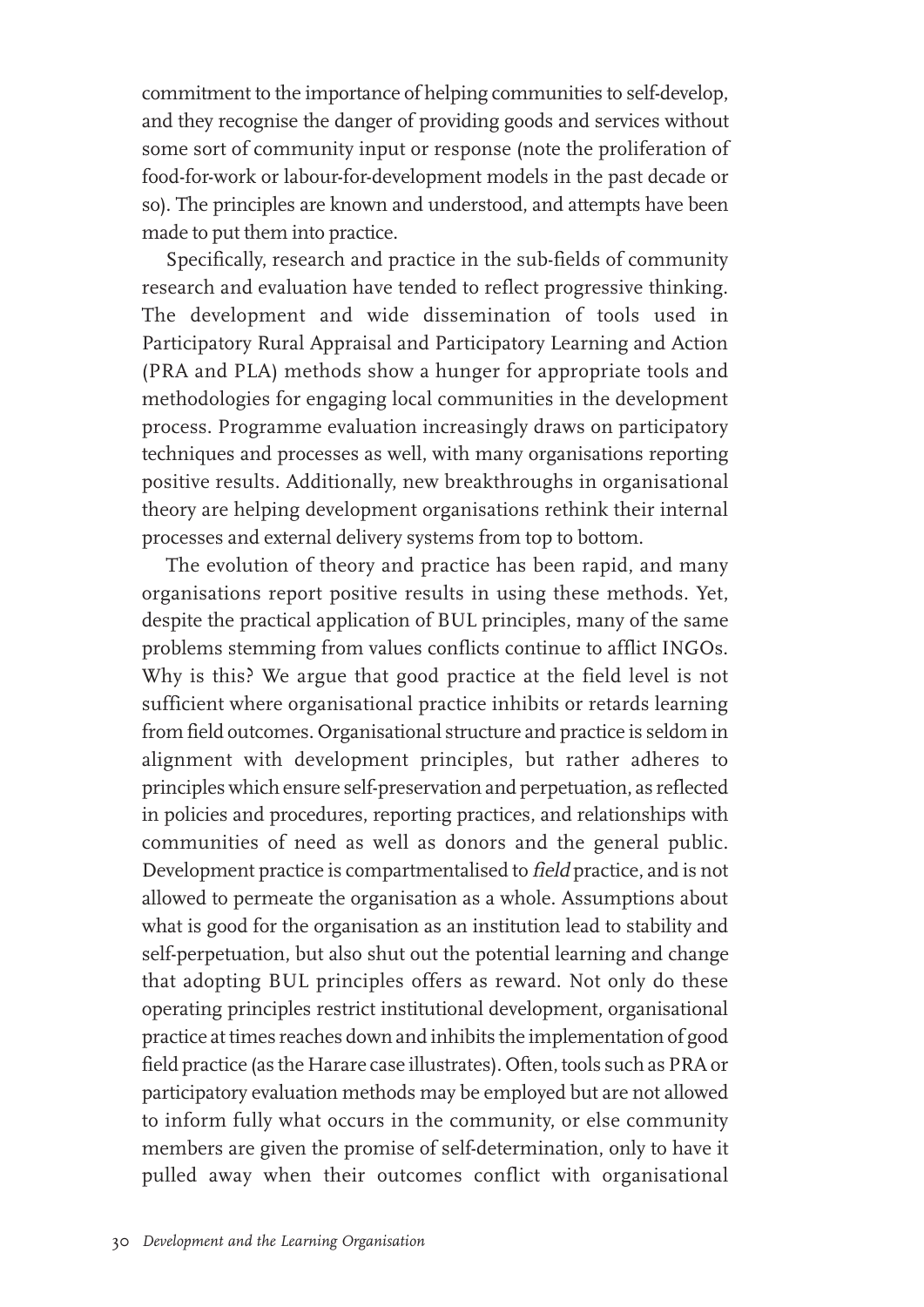commitment to the importance of helping communities to self-develop, and they recognise the danger of providing goods and services without some sort of community input or response (note the proliferation of food-for-work or labour-for-development models in the past decade or so). The principles are known and understood, and attempts have been made to put them into practice.

Specifically, research and practice in the sub-fields of community research and evaluation have tended to reflect progressive thinking. The development and wide dissemination of tools used in Participatory Rural Appraisal and Participatory Learning and Action (PRA and PLA) methods show a hunger for appropriate tools and methodologies for engaging local communities in the development process. Programme evaluation increasingly draws on participatory techniques and processes as well, with many organisations reporting positive results. Additionally, new breakthroughs in organisational theory are helping development organisations rethink their internal processes and external delivery systems from top to bottom.

The evolution of theory and practice has been rapid, and many organisations report positive results in using these methods. Yet, despite the practical application of BUL principles, many of the same problems stemming from values conflicts continue to afflict INGOs. Why is this? We argue that good practice at the field level is not sufficient where organisational practice inhibits or retards learning from field outcomes. Organisational structure and practice is seldom in alignment with development principles, but rather adheres to principles which ensure self-preservation and perpetuation, as reflected in policies and procedures, reporting practices, and relationships with communities of need as well as donors and the general public. Development practice is compartmentalised to *field* practice, and is not allowed to permeate the organisation as a whole. Assumptions about what is good for the organisation as an institution lead to stability and self-perpetuation, but also shut out the potential learning and change that adopting BUL principles offers as reward. Not only do these operating principles restrict institutional development, organisational practice at times reaches down and inhibits the implementation of good field practice (as the Harare case illustrates). Often, tools such as PRA or participatory evaluation methods may be employed but are not allowed to inform fully what occurs in the community, or else community members are given the promise of self-determination, only to have it pulled away when their outcomes conflict with organisational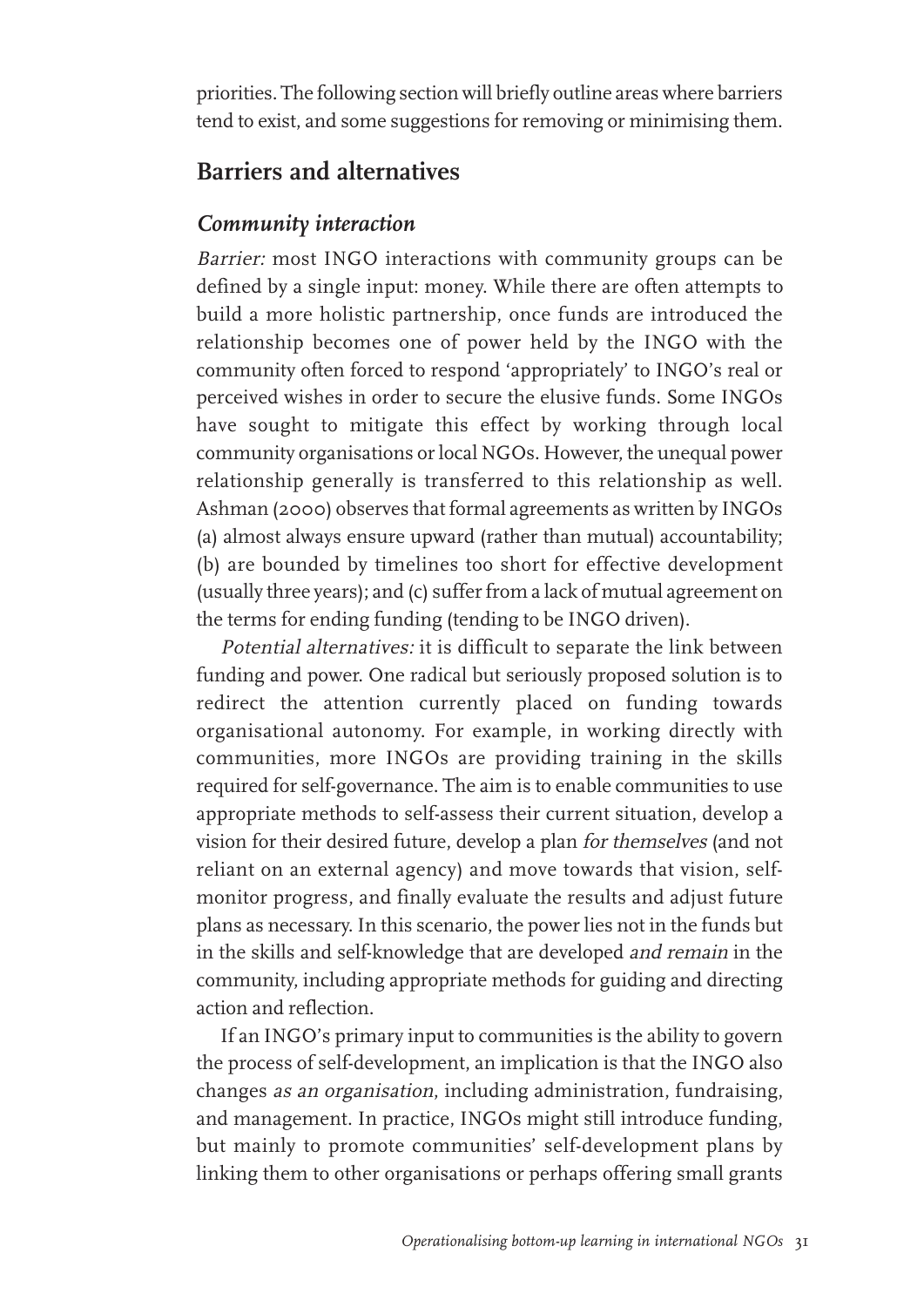priorities. The following section will briefly outline areas where barriers tend to exist, and some suggestions for removing or minimising them.

## Barriers and alternatives

### *Community interaction*

*Barrier:* most INGO interactions with community groups can be defined by a single input: money. While there are often attempts to build a more holistic partnership, once funds are introduced the relationship becomes one of power held by the INGO with the community often forced to respond 'appropriately' to INGO's real or perceived wishes in order to secure the elusive funds. Some INGOs have sought to mitigate this effect by working through local community organisations or local NGOs. However, the unequal power relationship generally is transferred to this relationship as well. Ashman (2000) observes that formal agreements as written by INGOs (a) almost always ensure upward (rather than mutual) accountability; (b) are bounded by timelines too short for effective development (usually three years); and (c) suffer from a lack of mutual agreement on the terms for ending funding (tending to be INGO driven).

*Potential alternatives:* it is difficult to separate the link between funding and power. One radical but seriously proposed solution is to redirect the attention currently placed on funding towards organisational autonomy. For example, in working directly with communities, more INGOs are providing training in the skills required for self-governance. The aim is to enable communities to use appropriate methods to self-assess their current situation, develop a vision for their desired future, develop a plan *for themselves* (and not reliant on an external agency) and move towards that vision, self-monitor progress, and finally evaluate the results and adjust future plans as necessary. In this scenario, the power lies not in the funds but in the skills and self-knowledge that are developed *and remain* in the community, including appropriate methods for guiding and directing action and reflection.

If an INGO's primary input to communities is the ability to govern the process of self-development, an implication is that the INGO also changes *as an organisation*, including administration, fundraising, and management. In practice, INGOs might still introduce funding, but mainly to promote communities' self-development plans by linking them to other organisations or perhaps offering small grants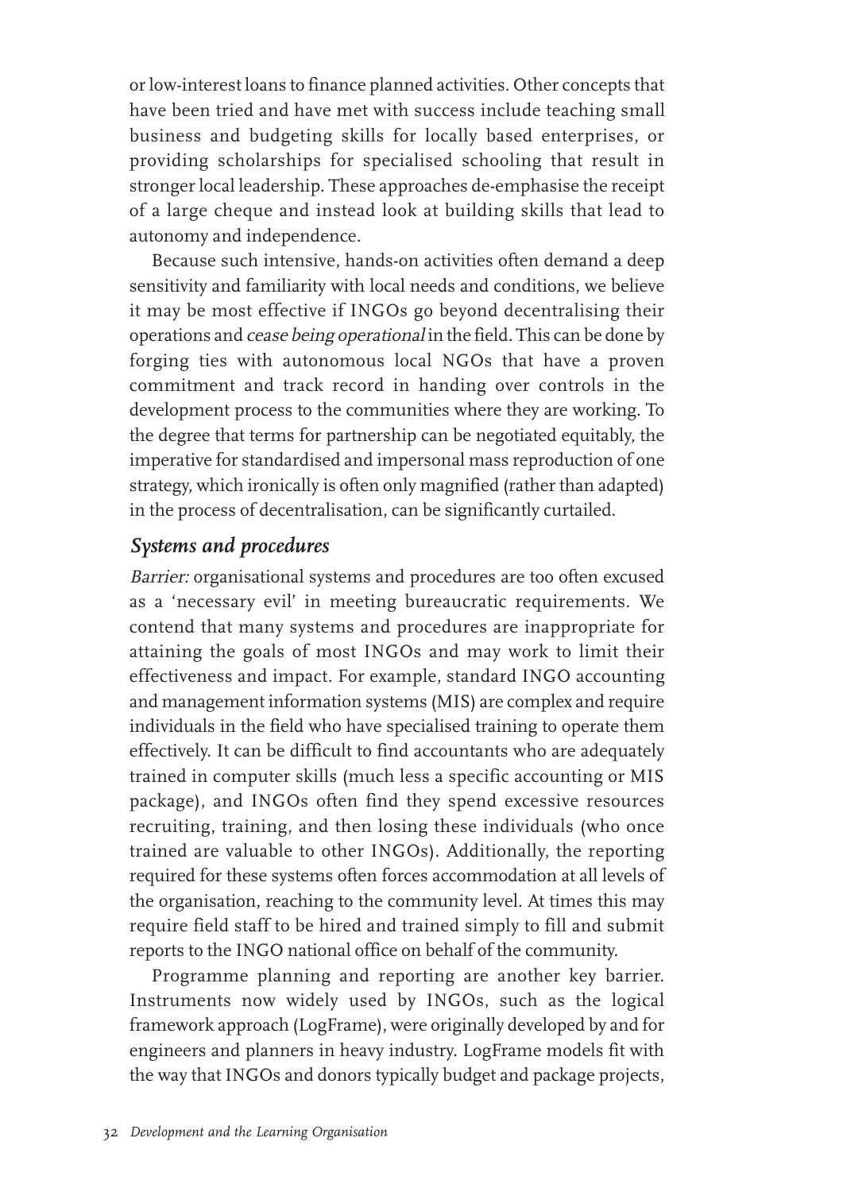or low-interest loans to finance planned activities. Other concepts that have been tried and have met with success include teaching small business and budgeting skills for locally based enterprises, or providing scholarships for specialised schooling that result in stronger local leadership. These approaches de-emphasise the receipt of a large cheque and instead look at building skills that lead to autonomy and independence.

Because such intensive, hands-on activities often demand a deep sensitivity and familiarity with local needs and conditions, we believe it may be most effective if INGOs go beyond decentralising their operations and *cease being operational* in the field. This can be done by forging ties with autonomous local NGOs that have a proven commitment and track record in handing over controls in the development process to the communities where they are working. To the degree that terms for partnership can be negotiated equitably, the imperative for standardised and impersonal mass reproduction of one strategy, which ironically is often only magnified (rather than adapted) in the process of decentralisation, can be significantly curtailed.

### Systems and procedures

*Barrier:* organisational systems and procedures are too often excused as a 'necessary evil' in meeting bureaucratic requirements. We contend that many systems and procedures are inappropriate for attaining the goals of most INGOs and may work to limit their effectiveness and impact. For example, standard INGO accounting and management information systems (MIS) are complex and require individuals in the field who have specialised training to operate them effectively. It can be difficult to find accountants who are adequately trained in computer skills (much less a specific accounting or MIS package), and INGOs often find they spend excessive resources recruiting, training, and then losing these individuals (who once trained are valuable to other INGOs). Additionally, the reporting required for these systems often forces accommodation at all levels of the organisation, reaching to the community level. At times this may require field staff to be hired and trained simply to fill and submit reports to the INGO national office on behalf of the community.

Programme planning and reporting are another key barrier. Instruments now widely used by INGOs, such as the logical framework approach (LogFrame), were originally developed by and for engineers and planners in heavy industry. LogFrame models fit with the way that INGOs and donors typically budget and package projects,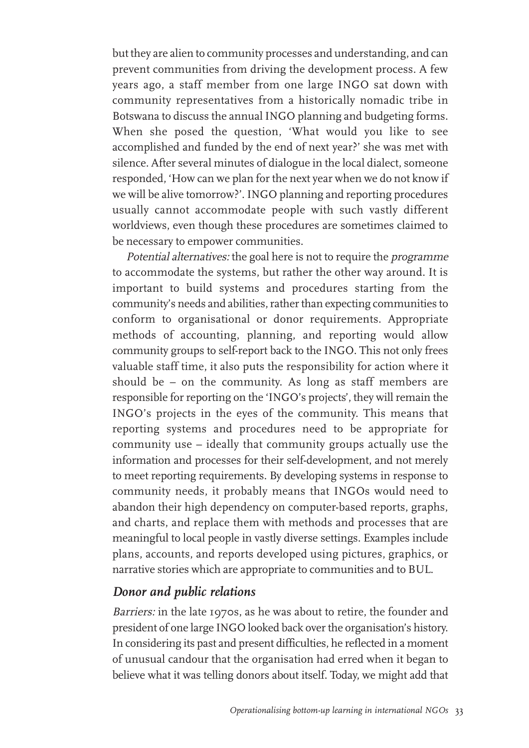but they are alien to community processes and understanding, and can prevent communities from driving the development process. A few years ago, a staff member from one large INGO sat down with community representatives from a historically nomadic tribe in Botswana to discuss the annual INGO planning and budgeting forms. When she posed the question, 'What would you like to see accomplished and funded by the end of next year?' she was met with silence. After several minutes of dialogue in the local dialect, someone responded, 'How can we plan for the next year when we do not know if we will be alive tomorrow?'. INGO planning and reporting procedures usually cannot accommodate people with such vastly different worldviews, even though these procedures are sometimes claimed to be necessary to empower communities.

*Potential alternatives:* the goal here is not to require the *programme* to accommodate the systems, but rather the other way around. It is important to build systems and procedures starting from the community's needs and abilities, rather than expecting communities to conform to organisational or donor requirements. Appropriate methods of accounting, planning, and reporting would allow community groups to self-report back to the INGO. This not only frees valuable staff time, it also puts the responsibility for action where it should be – on the community. As long as staff members are responsible for reporting on the 'INGO's projects', they will remain the INGO's projects in the eyes of the community. This means that reporting systems and procedures need to be appropriate for community use – ideally that community groups actually use the information and processes for their self-development, and not merely to meet reporting requirements. By developing systems in response to community needs, it probably means that INGOs would need to abandon their high dependency on computer-based reports, graphs, and charts, and replace them with methods and processes that are meaningful to local people in vastly diverse settings. Examples include plans, accounts, and reports developed using pictures, graphics, or narrative stories which are appropriate to communities and to BUL.

### *Donor and public relations*

*Barriers:* in the late 1970s, as he was about to retire, the founder and president of one large INGO looked back over the organisation's history. In considering its past and present difficulties, he reflected in a moment of unusual candour that the organisation had erred when it began to believe what it was telling donors about itself. Today, we might add that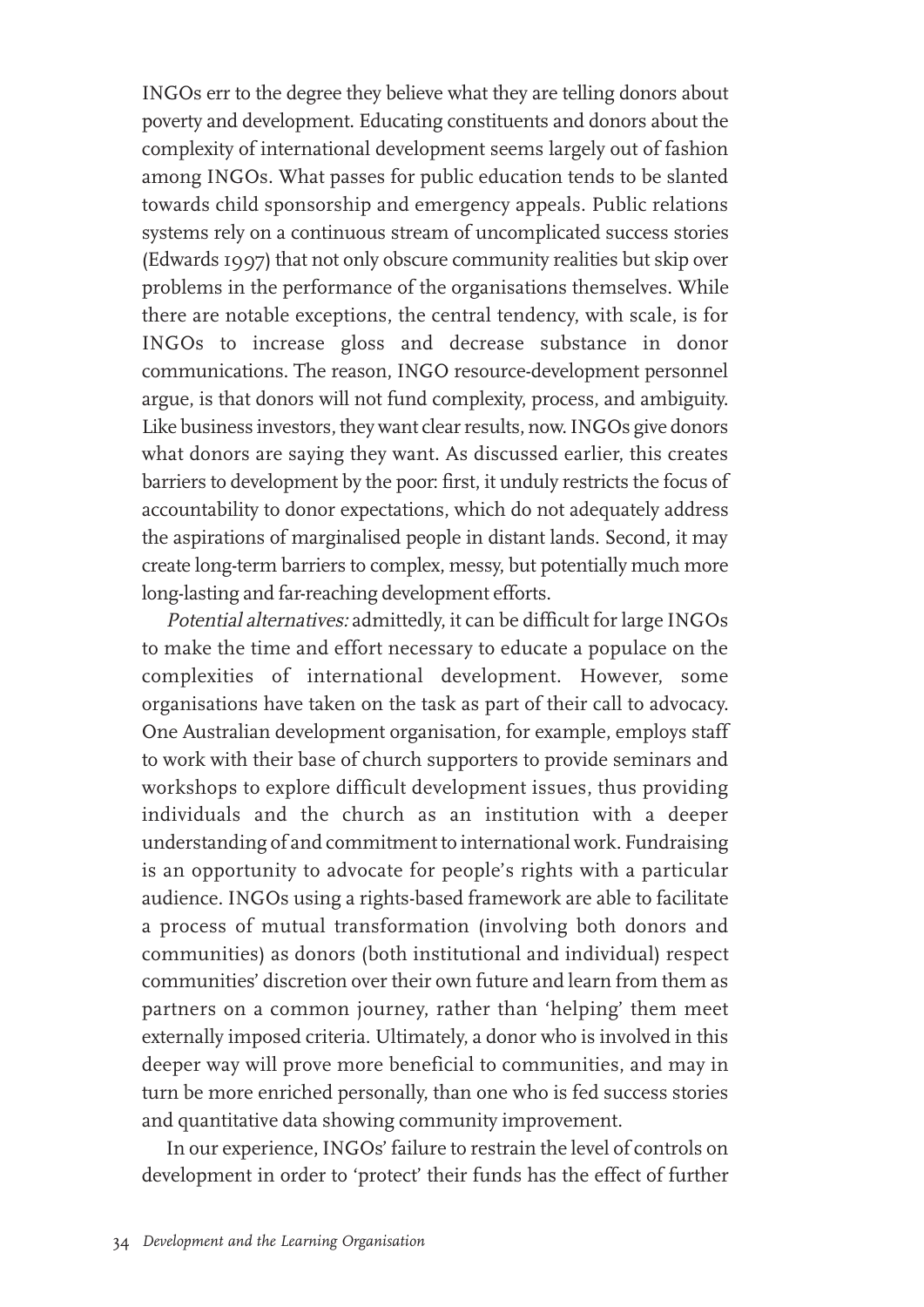INGOs err to the degree they believe what they are telling donors about poverty and development. Educating constituents and donors about the complexity of international development seems largely out of fashion among INGOs. What passes for public education tends to be slanted towards child sponsorship and emergency appeals. Public relations systems rely on a continuous stream of uncomplicated success stories (Edwards 1997) that not only obscure community realities but skip over problems in the performance of the organisations themselves. While there are notable exceptions, the central tendency, with scale, is for INGOs to increase gloss and decrease substance in donor communications. The reason, INGO resource-development personnel argue, is that donors will not fund complexity, process, and ambiguity. Like business investors, they want clear results, now. INGOs give donors what donors are saying they want. As discussed earlier, this creates barriers to development by the poor: first, it unduly restricts the focus of accountability to donor expectations, which do not adequately address the aspirations of marginalised people in distant lands. Second, it may create long-term barriers to complex, messy, but potentially much more long-lasting and far-reaching development efforts.

*Potential alternatives:* admittedly, it can be difficult for large INGOs to make the time and effort necessary to educate a populace on the complexities of international development. However, some organisations have taken on the task as part of their call to advocacy. One Australian development organisation, for example, employs staff to work with their base of church supporters to provide seminars and workshops to explore difficult development issues, thus providing individuals and the church as an institution with a deeper understanding of and commitment to international work. Fundraising is an opportunity to advocate for people's rights with a particular audience. INGOs using a rights-based framework are able to facilitate a process of mutual transformation (involving both donors and communities) as donors (both institutional and individual) respect communities' discretion over their own future and learn from them as partners on a common journey, rather than 'helping' them meet externally imposed criteria. Ultimately, a donor who is involved in this deeper way will prove more beneficial to communities, and may in turn be more enriched personally, than one who is fed success stories and quantitative data showing community improvement.

In our experience, INGOs' failure to restrain the level of controls on development in order to 'protect' their funds has the effect of further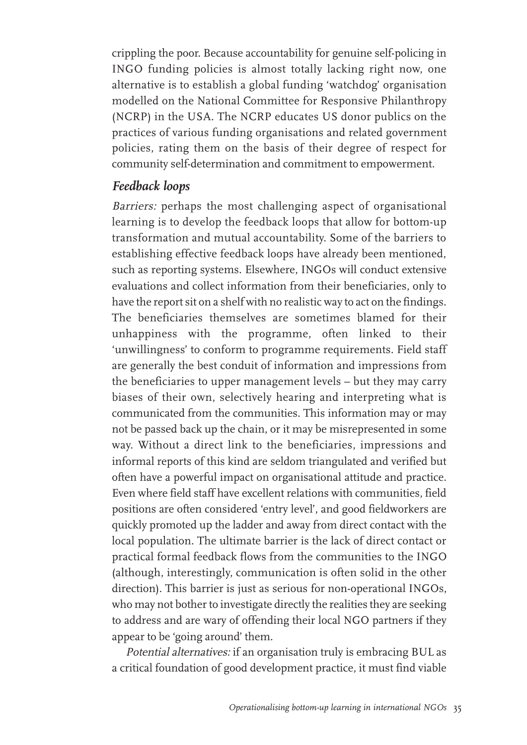crippling the poor. Because accountability for genuine self-policing in INGO funding policies is almost totally lacking right now, one alternative is to establish a global funding 'watchdog' organisation modelled on the National Committee for Responsive Philanthropy (NCRP) in the USA. The NCRP educates US donor publics on the practices of various funding organisations and related government policies, rating them on the basis of their degree of respect for community self-determination and commitment to empowerment.

### *Feedback loops*

*Barriers:* perhaps the most challenging aspect of organisational learning is to develop the feedback loops that allow for bottom-up transformation and mutual accountability. Some of the barriers to establishing effective feedback loops have already been mentioned, such as reporting systems. Elsewhere, INGOs will conduct extensive evaluations and collect information from their beneficiaries, only to have the report sit on a shelf with no realistic way to act on the findings. The beneficiaries themselves are sometimes blamed for their unhappiness with the programme, often linked to their 'unwillingness' to conform to programme requirements. Field staff are generally the best conduit of information and impressions from the beneficiaries to upper management levels – but they may carry biases of their own, selectively hearing and interpreting what is communicated from the communities. This information may or may not be passed back up the chain, or it may be misrepresented in some way. Without a direct link to the beneficiaries, impressions and informal reports of this kind are seldom triangulated and verified but often have a powerful impact on organisational attitude and practice. Even where field staff have excellent relations with communities, field positions are often considered 'entry level', and good fieldworkers are quickly promoted up the ladder and away from direct contact with the local population. The ultimate barrier is the lack of direct contact or practical formal feedback flows from the communities to the INGO (although, interestingly, communication is often solid in the other direction). This barrier is just as serious for non-operational INGOs, who may not bother to investigate directly the realities they are seeking to address and are wary of offending their local NGO partners if they appear to be 'going around' them.

*Potential alternatives:* if an organisation truly is embracing BUL as a critical foundation of good development practice, it must find viable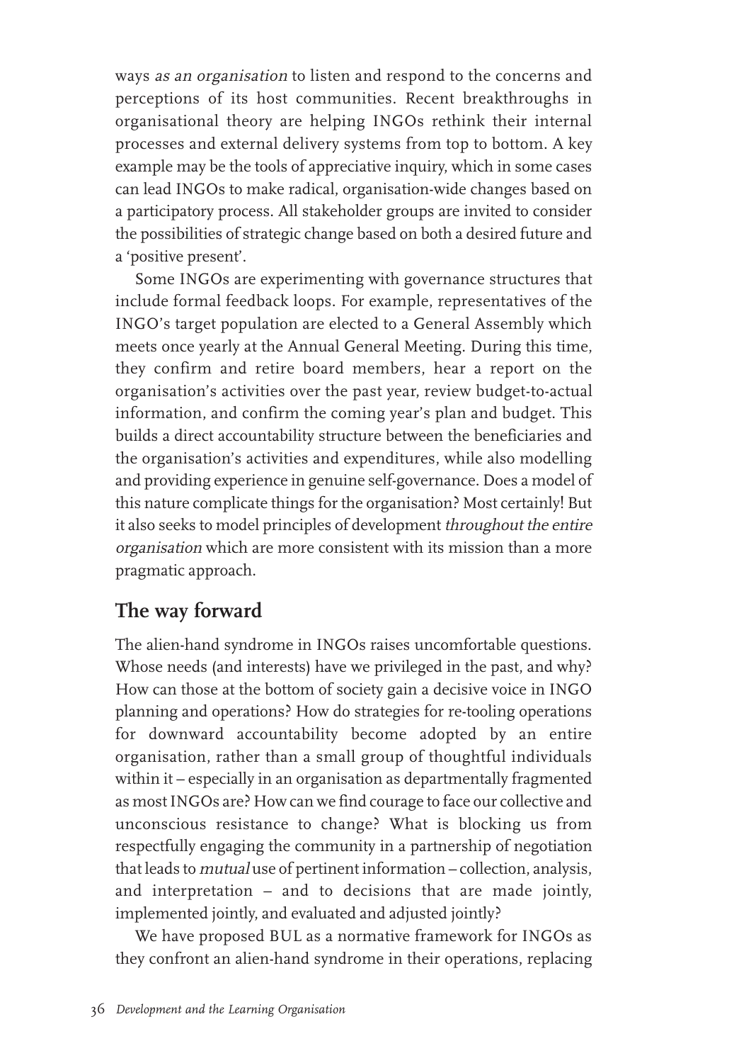ways *as an organisation* to listen and respond to the concerns and perceptions of its host communities. Recent breakthroughs in organisational theory are helping INGOs rethink their internal processes and external delivery systems from top to bottom. A key example may be the tools of appreciative inquiry, which in some cases can lead INGOs to make radical, organisation-wide changes based on a participatory process. All stakeholder groups are invited to consider the possibilities of strategic change based on both a desired future and a 'positive present'.

Some INGOs are experimenting with governance structures that include formal feedback loops. For example, representatives of the INGO's target population are elected to a General Assembly which meets once yearly at the Annual General Meeting. During this time, they confirm and retire board members, hear a report on the organisation's activities over the past year, review budget-to-actual information, and confirm the coming year's plan and budget. This builds a direct accountability structure between the beneficiaries and the organisation's activities and expenditures, while also modelling and providing experience in genuine self-governance. Does a model of this nature complicate things for the organisation? Most certainly! But it also seeks to model principles of development *throughout the entire organisation* which are more consistent with its mission than a more pragmatic approach.

## The way forward

The alien-hand syndrome in INGOs raises uncomfortable questions. Whose needs (and interests) have we privileged in the past, and why? How can those at the bottom of society gain a decisive voice in INGO planning and operations? How do strategies for re-tooling operations for downward accountability become adopted by an entire organisation, rather than a small group of thoughtful individuals within it – especially in an organisation as departmentally fragmented as most INGOs are? How can we find courage to face our collective and unconscious resistance to change? What is blocking us from respectfully engaging the community in a partnership of negotiation that leads to *mutual* use of pertinent information – collection, analysis, and interpretation – and to decisions that are made jointly, implemented jointly, and evaluated and adjusted jointly?

We have proposed BUL as a normative framework for INGOs as they confront an alien-hand syndrome in their operations, replacing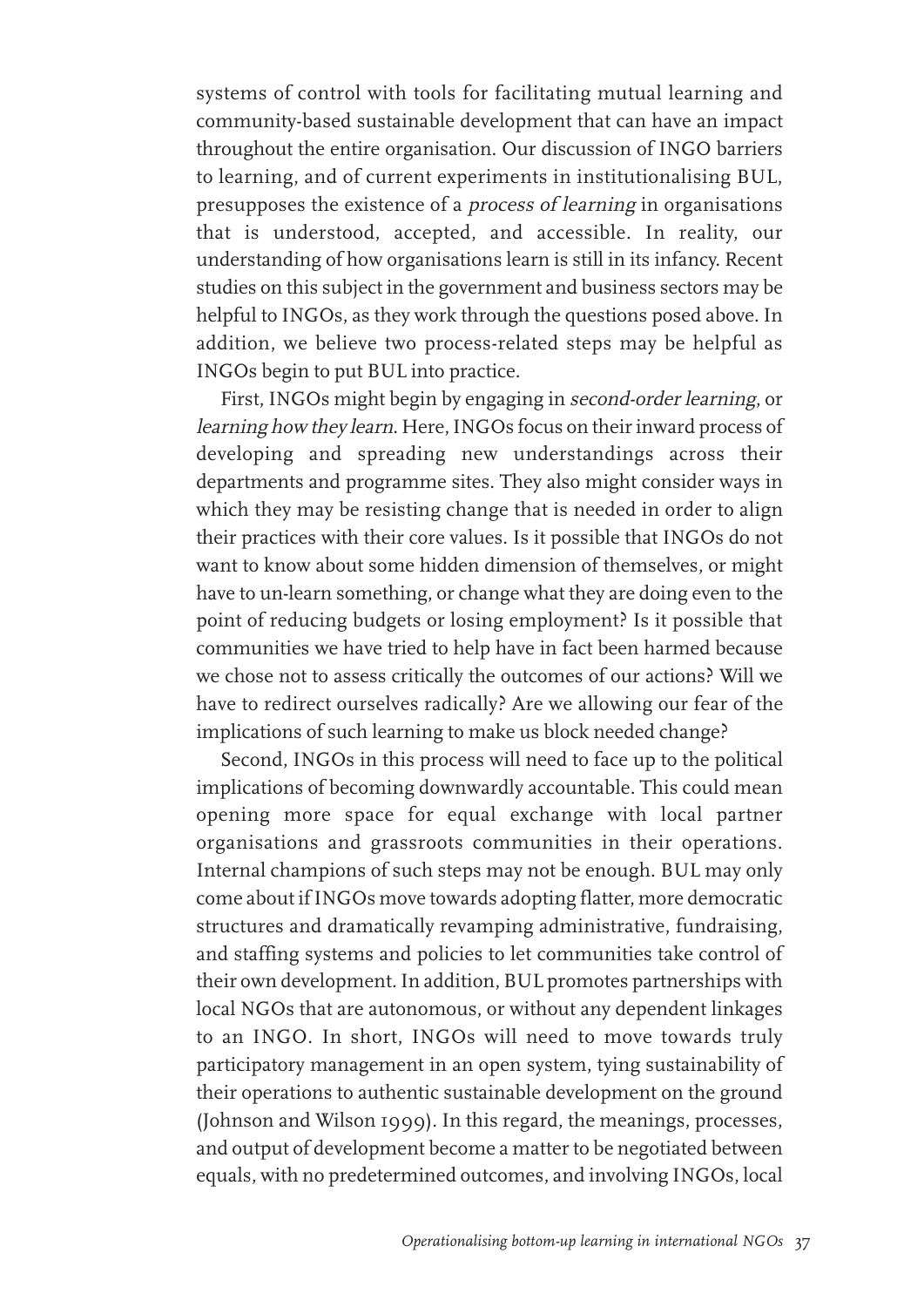systems of control with tools for facilitating mutual learning and community-based sustainable development that can have an impact throughout the entire organisation. Our discussion of INGO barriers to learning, and of current experiments in institutionalising BUL, presupposes the existence of a *process of learning* in organisations that is understood, accepted, and accessible. In reality, our understanding of how organisations learn is still in its infancy. Recent studies on this subject in the government and business sectors may be helpful to INGOs, as they work through the questions posed above. In addition, we believe two process-related steps may be helpful as INGOs begin to put BUL into practice.

First, INGOs might begin by engaging in *second-order learning*, or *learning how they learn*. Here, INGOs focus on their inward process of developing and spreading new understandings across their departments and programme sites. They also might consider ways in which they may be resisting change that is needed in order to align their practices with their core values. Is it possible that INGOs do not want to know about some hidden dimension of themselves, or might have to un-learn something, or change what they are doing even to the point of reducing budgets or losing employment? Is it possible that communities we have tried to help have in fact been harmed because we chose not to assess critically the outcomes of our actions? Will we have to redirect ourselves radically? Are we allowing our fear of the implications of such learning to make us block needed change?

Second, INGOs in this process will need to face up to the political implications of becoming downwardly accountable. This could mean opening more space for equal exchange with local partner organisations and grassroots communities in their operations. Internal champions of such steps may not be enough. BUL may only come about if INGOs move towards adopting flatter, more democratic structures and dramatically revamping administrative, fundraising, and staffing systems and policies to let communities take control of their own development. In addition, BUL promotes partnerships with local NGOs that are autonomous, or without any dependent linkages to an INGO. In short, INGOs will need to move towards truly participatory management in an open system, tying sustainability of their operations to authentic sustainable development on the ground (Johnson and Wilson 1999). In this regard, the meanings, processes, and output of development become a matter to be negotiated between equals, with no predetermined outcomes, and involving INGOs, local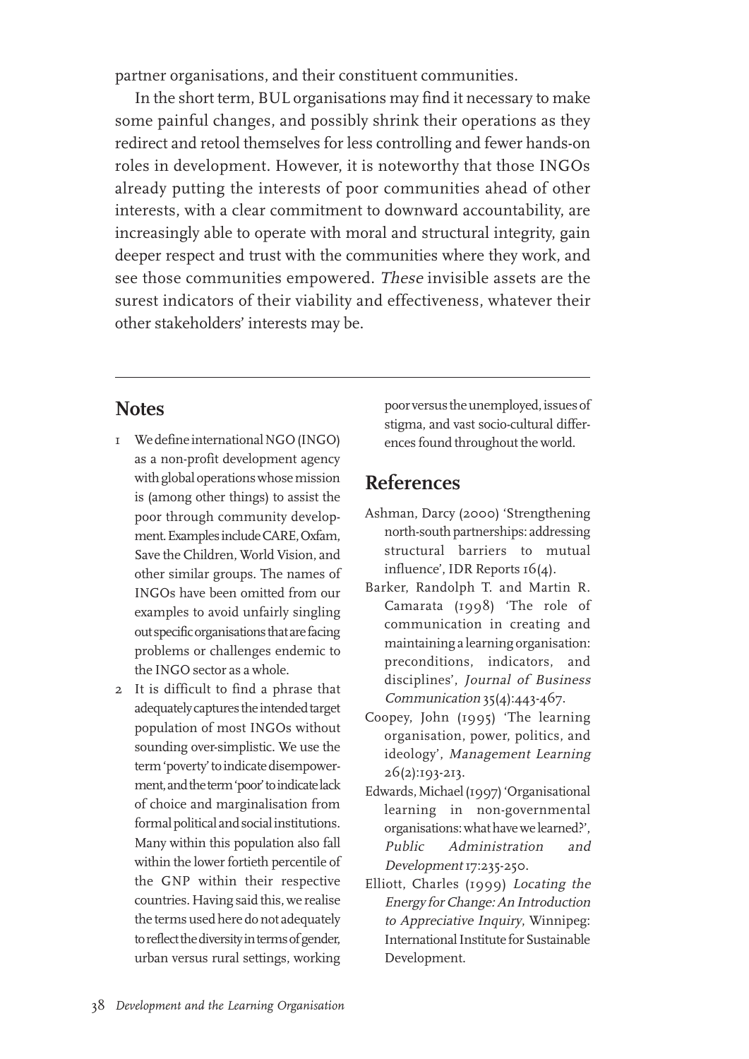partner organisations, and their constituent communities.

In the short term, BUL organisations may find it necessary to make some painful changes, and possibly shrink their operations as they redirect and retool themselves for less controlling and fewer hands-on roles in development. However, it is noteworthy that those INGOs already putting the interests of poor communities ahead of other interests, with a clear commitment to downward accountability, are increasingly able to operate with moral and structural integrity, gain deeper respect and trust with the communities where they work, and see those communities empowered. *These* invisible assets are the surest indicators of their viability and effectiveness, whatever their other stakeholders' interests may be.

## Notes

1. We define international NGO (INGO) as a non-profit development agency with global operations whose mission is (among other things) to assist the poor through community development. Examples include CARE, Oxfam, Save the Children, World Vision, and other similar groups. The names of INGOs have been omitted from our examples to avoid unfairly singling out specific organisations that are facing problems or challenges endemic to the INGO sector as a whole.
2. It is difficult to find a phrase that adequately captures the intended target population of most INGOs without sounding over-simplistic. We use the term 'poverty' to indicate disempowerment, and the term 'poor' to indicate lack of choice and marginalisation from formal political and social institutions. Many within this population also fall within the lower fortieth percentile of the GNP within their respective countries. Having said this, we realise the terms used here do not adequately to reflect the diversity in terms of gender, urban versus rural settings, working poor versus the unemployed, issues of stigma, and vast socio-cultural differences found throughout the world.

## References

Ashman, Darcy (2000) 'Strengthening north-south partnerships: addressing structural barriers to mutual influence', IDR Reports 16(4).

Barker, Randolph T. and Martin R. Camarata (1998) 'The role of communication in creating and maintaining a learning organisation: preconditions, indicators, and disciplines', *Journal of Business Communication* 35(4):443-467.

Coopey, John (1995) 'The learning organisation, power, politics, and ideology', *Management Learning* 26(2):193-213.

Edwards, Michael (1997) 'Organisational learning in non-governmental organisations: what have we learned?', *Public Administration and Development* 17:235-250.

Elliott, Charles (1999) *Locating the Energy for Change: An Introduction to Appreciative Inquiry*, Winnipeg: International Institute for Sustainable Development.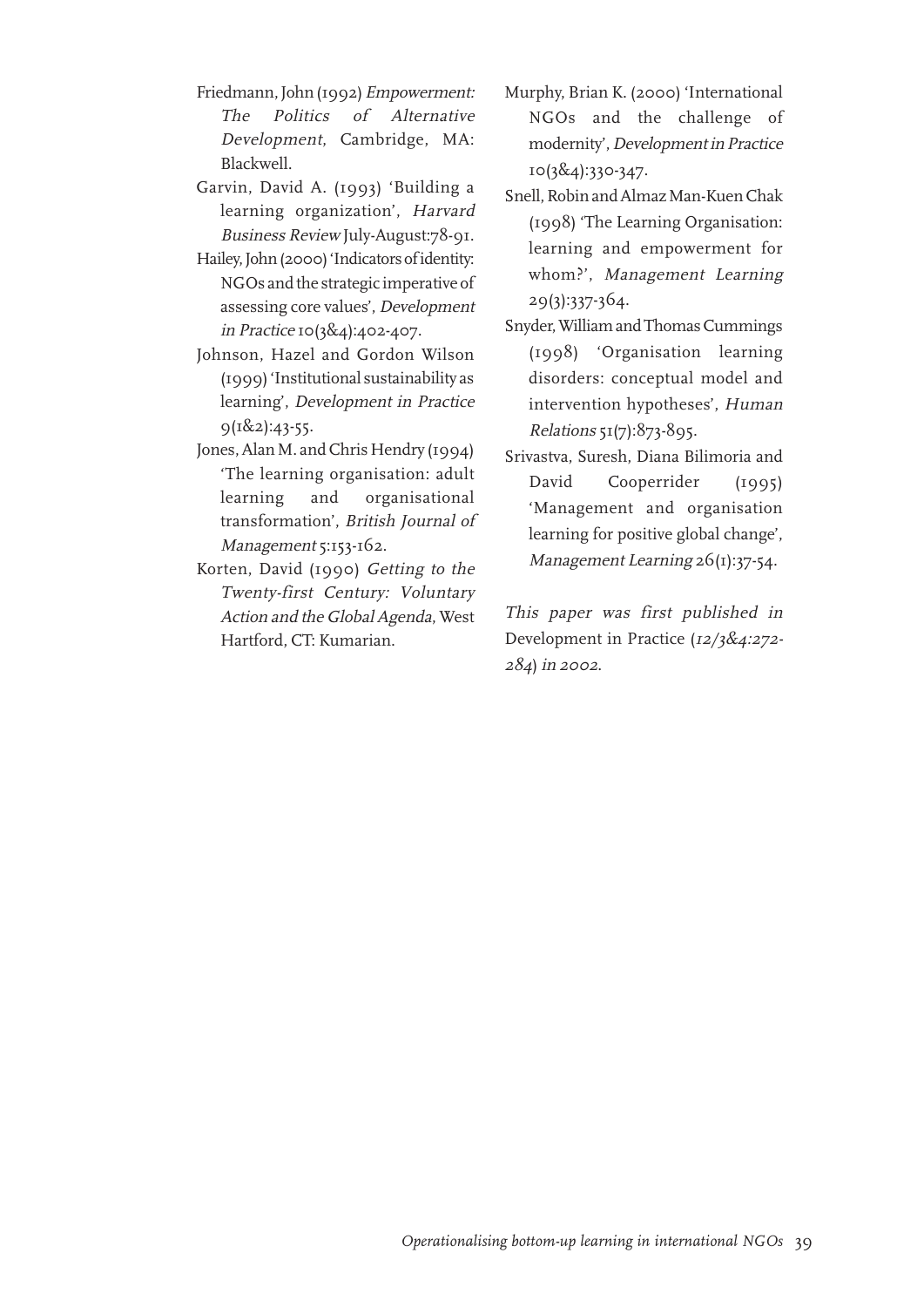Friedmann, John (1992) *Empowerment: The Politics of Alternative Development*, Cambridge, MA: Blackwell.

Garvin, David A. (1993) 'Building a learning organization', *Harvard Business Review* July-August:78-91.

Hailey, John (2000) 'Indicators of identity: NGOs and the strategic imperative of assessing core values', *Development in Practice* 10(3&4):402-407.

Johnson, Hazel and Gordon Wilson (1999) 'Institutional sustainability as learning', *Development in Practice* 9(1&2):43-55.

Jones, Alan M. and Chris Hendry (1994) 'The learning organisation: adult learning and organisational transformation', *British Journal of Management* 5:153-162.

Korten, David (1990) *Getting to the Twenty-first Century: Voluntary Action and the Global Agenda*, West Hartford, CT: Kumarian.

Murphy, Brian K. (2000) 'International NGOs and the challenge of modernity', *Development in Practice* 10(3&4):330-347.

Snell, Robin and Almaz Man-Kuen Chak (1998) 'The Learning Organisation: learning and empowerment for whom?', *Management Learning* 29(3):337-364.

Snyder, William and Thomas Cummings (1998) 'Organisation learning disorders: conceptual model and intervention hypotheses', *Human Relations* 51(7):873-895.

Srivastva, Suresh, Diana Bilimoria and David Cooperrider (1995) 'Management and organisation learning for positive global change', *Management Learning* 26(1):37-54.

*This paper was first published in* Development in Practice *(12/3&4:272-284) in 2002.*